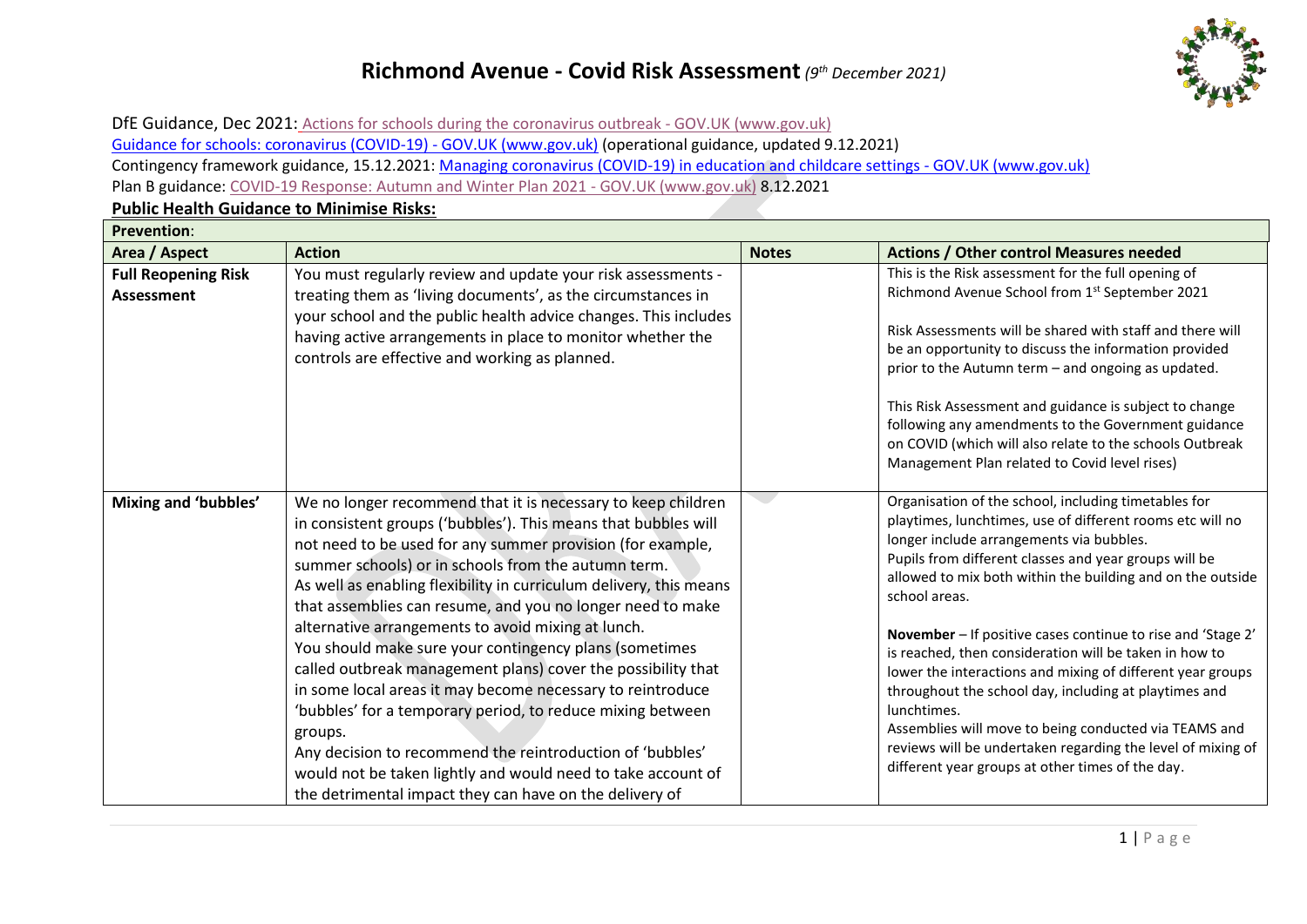# Richmond Avenue - Covid Risk Assessment *(9th December 2021)*

DfE Guidance, Dec 2021: Actions for schools during the coronavirus outbreak - GOV.UK (www.gov.uk)

Guidance for schools: coronavirus (COVID-19) - GOV.UK (www.gov.uk) (operational guidance, updated 9.12.2021)

Contingency framework guidance, 15.12.2021: Managing coronavirus (COVID-19) in education and childcare settings - GOV.UK (www.gov.uk)

Plan B guidance: COVID-19 Response: Autumn and Winter Plan 2021 - GOV.UK (www.gov.uk) 8.12.2021

**Public Health Guidance to Minimise Risks:**

| **Prevention**: | | | |
|---|---|---|---|
| **Area / Aspect** | **Action** | **Notes** | **Actions / Other control Measures needed** |
| **Full Reopening Risk Assessment** | You must regularly review and update your risk assessments - treating them as 'living documents', as the circumstances in your school and the public health advice changes. This includes having active arrangements in place to monitor whether the controls are effective and working as planned. | | This is the Risk assessment for the full opening of Richmond Avenue School from 1st September 2021<br><br>Risk Assessments will be shared with staff and there will be an opportunity to discuss the information provided prior to the Autumn term – and ongoing as updated.<br><br>This Risk Assessment and guidance is subject to change following any amendments to the Government guidance on COVID (which will also relate to the schools Outbreak Management Plan related to Covid level rises) |
| **Mixing and 'bubbles'** | We no longer recommend that it is necessary to keep children in consistent groups ('bubbles'). This means that bubbles will not need to be used for any summer provision (for example, summer schools) or in schools from the autumn term.<br>As well as enabling flexibility in curriculum delivery, this means that assemblies can resume, and you no longer need to make alternative arrangements to avoid mixing at lunch.<br>You should make sure your contingency plans (sometimes called outbreak management plans) cover the possibility that in some local areas it may become necessary to reintroduce 'bubbles' for a temporary period, to reduce mixing between groups.<br>Any decision to recommend the reintroduction of 'bubbles' would not be taken lightly and would need to take account of the detrimental impact they can have on the delivery of | | Organisation of the school, including timetables for playtimes, lunchtimes, use of different rooms etc will no longer include arrangements via bubbles.<br>Pupils from different classes and year groups will be allowed to mix both within the building and on the outside school areas.<br><br>**November** – If positive cases continue to rise and 'Stage 2' is reached, then consideration will be taken in how to lower the interactions and mixing of different year groups throughout the school day, including at playtimes and lunchtimes.<br>Assemblies will move to being conducted via TEAMS and reviews will be undertaken regarding the level of mixing of different year groups at other times of the day. |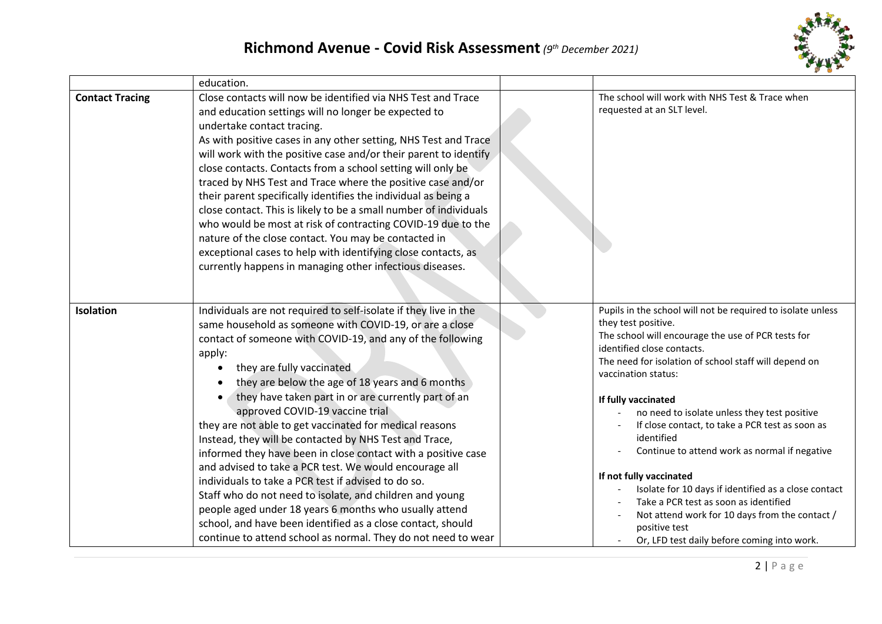| | education. | | |
|---|---|---|---|
| **Contact Tracing** | Close contacts will now be identified via NHS Test and Trace and education settings will no longer be expected to undertake contact tracing.<br>As with positive cases in any other setting, NHS Test and Trace will work with the positive case and/or their parent to identify close contacts. Contacts from a school setting will only be traced by NHS Test and Trace where the positive case and/or their parent specifically identifies the individual as being a close contact. This is likely to be a small number of individuals who would be most at risk of contracting COVID-19 due to the nature of the close contact. You may be contacted in exceptional cases to help with identifying close contacts, as currently happens in managing other infectious diseases. | | The school will work with NHS Test & Trace when requested at an SLT level. |
| **Isolation** | Individuals are not required to self-isolate if they live in the same household as someone with COVID-19, or are a close contact of someone with COVID-19, and any of the following apply:<br>• they are fully vaccinated<br>• they are below the age of 18 years and 6 months<br>• they have taken part in or are currently part of an approved COVID-19 vaccine trial<br>they are not able to get vaccinated for medical reasons<br>Instead, they will be contacted by NHS Test and Trace, informed they have been in close contact with a positive case and advised to take a PCR test. We would encourage all individuals to take a PCR test if advised to do so.<br>Staff who do not need to isolate, and children and young people aged under 18 years 6 months who usually attend school, and have been identified as a close contact, should continue to attend school as normal. They do not need to wear | | Pupils in the school will not be required to isolate unless they test positive.<br>The school will encourage the use of PCR tests for identified close contacts.<br>The need for isolation of school staff will depend on vaccination status:<br><br>**If fully vaccinated**<br>- no need to isolate unless they test positive<br>- If close contact, to take a PCR test as soon as identified<br>- Continue to attend work as normal if negative<br><br>**If not fully vaccinated**<br>- Isolate for 10 days if identified as a close contact<br>- Take a PCR test as soon as identified<br>- Not attend work for 10 days from the contact / positive test<br>- Or, LFD test daily before coming into work. |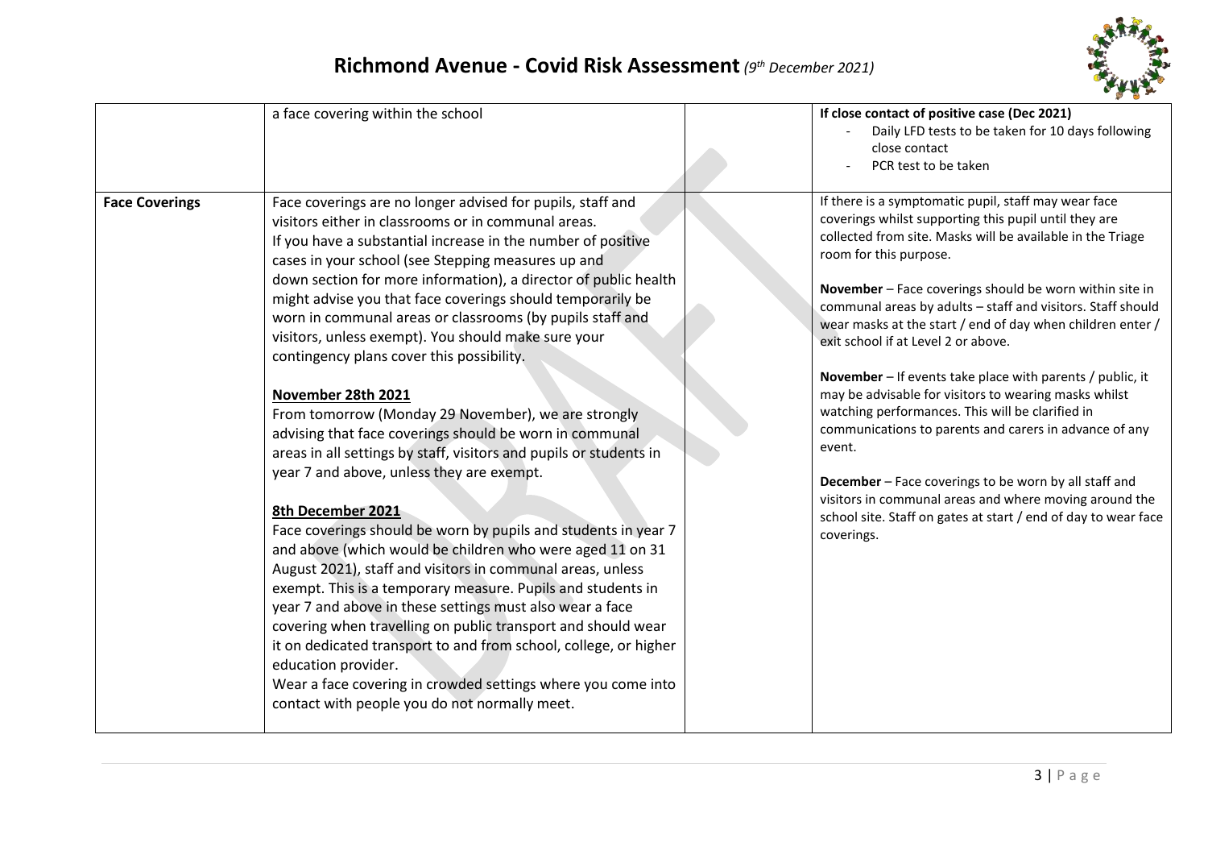| | | | |
|---|---|---|---|
| | a face covering within the school | | **If close contact of positive case (Dec 2021)**<br>- Daily LFD tests to be taken for 10 days following close contact<br>- PCR test to be taken |
| **Face Coverings** | Face coverings are no longer advised for pupils, staff and visitors either in classrooms or in communal areas.<br>If you have a substantial increase in the number of positive cases in your school (see Stepping measures up and down section for more information), a director of public health might advise you that face coverings should temporarily be worn in communal areas or classrooms (by pupils staff and visitors, unless exempt). You should make sure your contingency plans cover this possibility.<br><br>**<u>November 28th 2021</u>**<br>From tomorrow (Monday 29 November), we are strongly advising that face coverings should be worn in communal areas in all settings by staff, visitors and pupils or students in year 7 and above, unless they are exempt.<br><br>**<u>8th December 2021</u>**<br>Face coverings should be worn by pupils and students in year 7 and above (which would be children who were aged 11 on 31 August 2021), staff and visitors in communal areas, unless exempt. This is a temporary measure. Pupils and students in year 7 and above in these settings must also wear a face covering when travelling on public transport and should wear it on dedicated transport to and from school, college, or higher education provider.<br>Wear a face covering in crowded settings where you come into contact with people you do not normally meet. | | If there is a symptomatic pupil, staff may wear face coverings whilst supporting this pupil until they are collected from site. Masks will be available in the Triage room for this purpose.<br><br>**November** – Face coverings should be worn within site in communal areas by adults – staff and visitors. Staff should wear masks at the start / end of day when children enter / exit school if at Level 2 or above.<br><br>**November** – If events take place with parents / public, it may be advisable for visitors to wearing masks whilst watching performances. This will be clarified in communications to parents and carers in advance of any event.<br><br>**December** – Face coverings to be worn by all staff and visitors in communal areas and where moving around the school site. Staff on gates at start / end of day to wear face coverings. |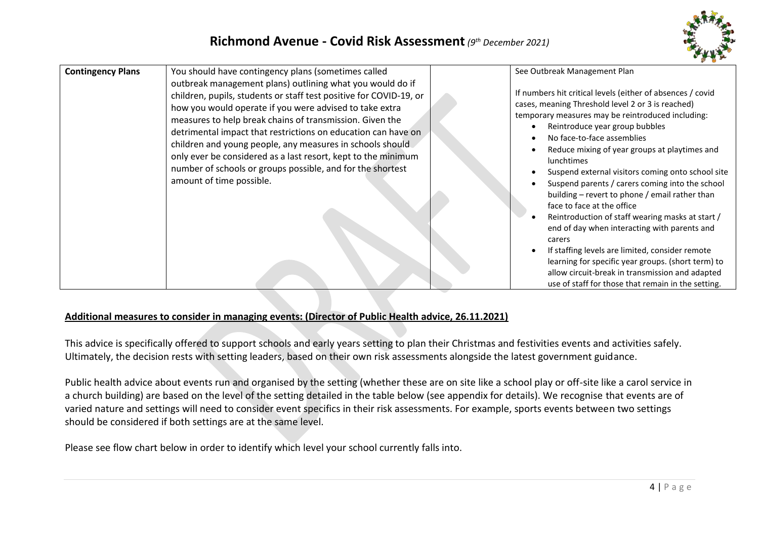| Contingency Plans | You should have contingency plans (sometimes called outbreak management plans) outlining what you would do if children, pupils, students or staff test positive for COVID-19, or how you would operate if you were advised to take extra measures to help break chains of transmission. Given the detrimental impact that restrictions on education can have on children and young people, any measures in schools should only ever be considered as a last resort, kept to the minimum number of schools or groups possible, and for the shortest amount of time possible. | | See Outbreak Management Plan<br><br>If numbers hit critical levels (either of absences / covid cases, meaning Threshold level 2 or 3 is reached) temporary measures may be reintroduced including:<br>• Reintroduce year group bubbles<br>• No face-to-face assemblies<br>• Reduce mixing of year groups at playtimes and lunchtimes<br>• Suspend external visitors coming onto school site<br>• Suspend parents / carers coming into the school building – revert to phone / email rather than face to face at the office<br>• Reintroduction of staff wearing masks at start / end of day when interacting with parents and carers<br>• If staffing levels are limited, consider remote learning for specific year groups. (short term) to allow circuit-break in transmission and adapted use of staff for those that remain in the setting. |
|---|---|---|---|

**Additional measures to consider in managing events: (Director of Public Health advice, 26.11.2021)**

This advice is specifically offered to support schools and early years setting to plan their Christmas and festivities events and activities safely. Ultimately, the decision rests with setting leaders, based on their own risk assessments alongside the latest government guidance.

Public health advice about events run and organised by the setting (whether these are on site like a school play or off-site like a carol service in a church building) are based on the level of the setting detailed in the table below (see appendix for details). We recognise that events are of varied nature and settings will need to consider event specifics in their risk assessments. For example, sports events between two settings should be considered if both settings are at the same level.

Please see flow chart below in order to identify which level your school currently falls into.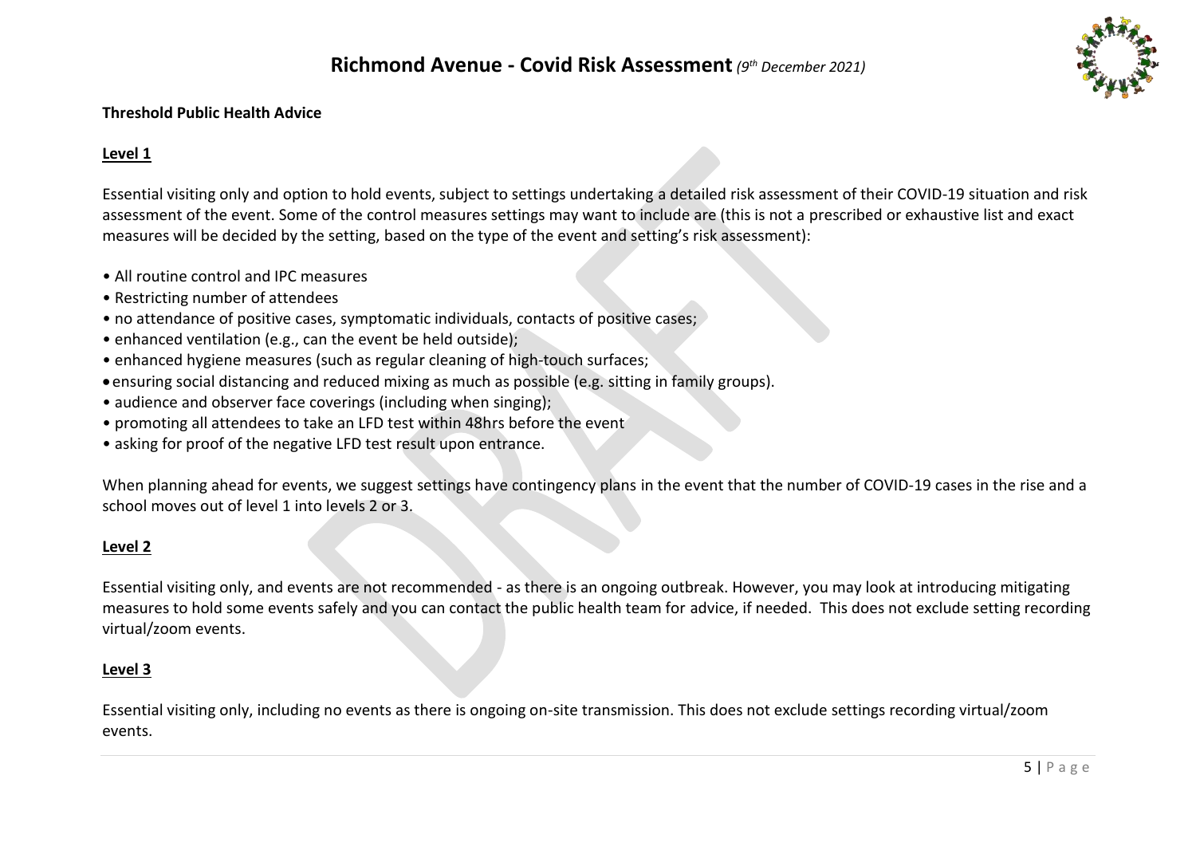**Threshold Public Health Advice**

**Level 1**

Essential visiting only and option to hold events, subject to settings undertaking a detailed risk assessment of their COVID-19 situation and risk assessment of the event. Some of the control measures settings may want to include are (this is not a prescribed or exhaustive list and exact measures will be decided by the setting, based on the type of the event and setting's risk assessment):

- All routine control and IPC measures
- Restricting number of attendees
- no attendance of positive cases, symptomatic individuals, contacts of positive cases;
- enhanced ventilation (e.g., can the event be held outside);
- enhanced hygiene measures (such as regular cleaning of high-touch surfaces;
- ensuring social distancing and reduced mixing as much as possible (e.g. sitting in family groups).
- audience and observer face coverings (including when singing);
- promoting all attendees to take an LFD test within 48hrs before the event
- asking for proof of the negative LFD test result upon entrance.

When planning ahead for events, we suggest settings have contingency plans in the event that the number of COVID-19 cases in the rise and a school moves out of level 1 into levels 2 or 3.

**Level 2**

Essential visiting only, and events are not recommended - as there is an ongoing outbreak. However, you may look at introducing mitigating measures to hold some events safely and you can contact the public health team for advice, if needed. This does not exclude setting recording virtual/zoom events.

**Level 3**

Essential visiting only, including no events as there is ongoing on-site transmission. This does not exclude settings recording virtual/zoom events.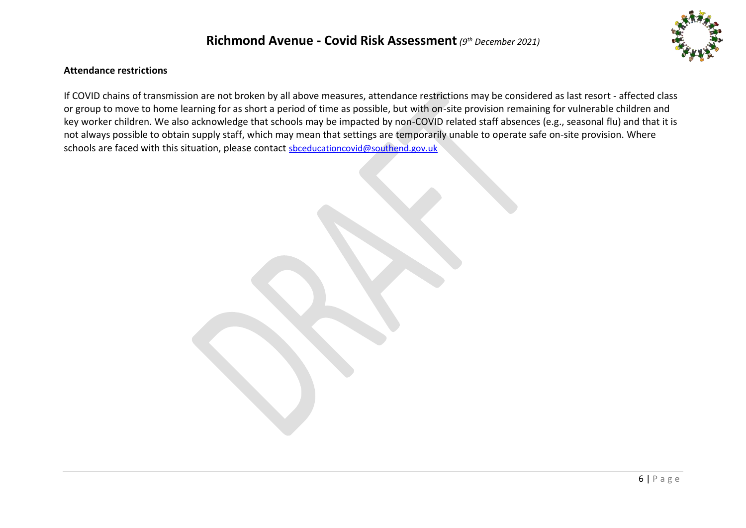**Attendance restrictions**

If COVID chains of transmission are not broken by all above measures, attendance restrictions may be considered as last resort - affected class or group to move to home learning for as short a period of time as possible, but with on-site provision remaining for vulnerable children and key worker children. We also acknowledge that schools may be impacted by non-COVID related staff absences (e.g., seasonal flu) and that it is not always possible to obtain supply staff, which may mean that settings are temporarily unable to operate safe on-site provision. Where schools are faced with this situation, please contact sbceducationcovid@southend.gov.uk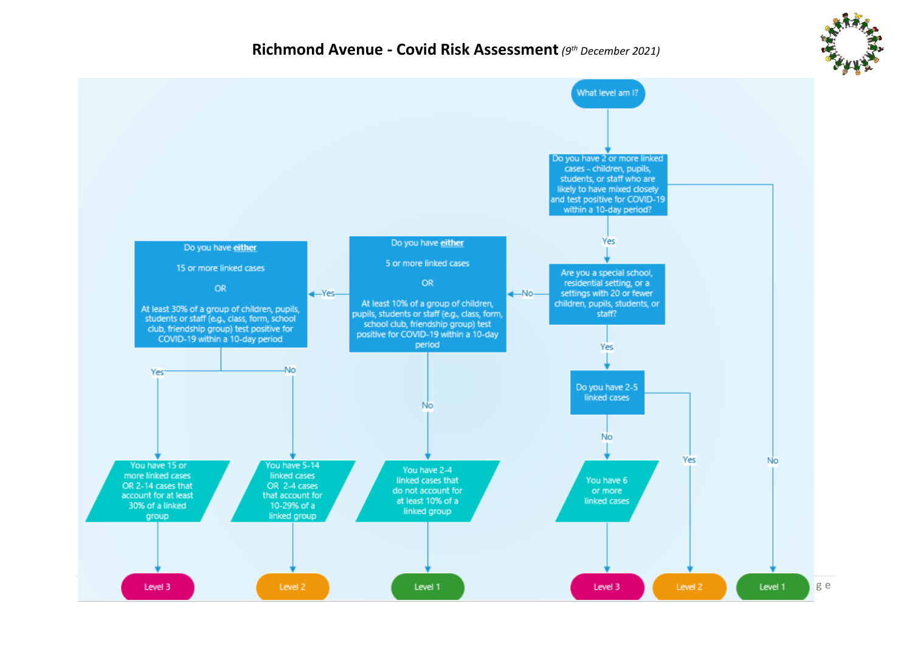# Richmond Avenue - Covid Risk Assessment *(9th December 2021)*

**What level am I?**

**Do you have 2 or more linked cases - children, pupils, students, or staff who are likely to have mixed closely and test positive for COVID-19 within a 10-day period?**

- **No** → Level 1
- **Yes** → **Are you a special school, residential setting, or a settings with 20 or fewer children, pupils, students, or staff?**
  - **Yes** → **Do you have 2-5 linked cases**
    - **Yes** → Level 2
    - **No** → You have 6 or more linked cases → Level 3
  - **No** → **Do you have either 5 or more linked cases OR At least 10% of a group of children, pupils, students or staff (e.g., class, form, school club, friendship group) test positive for COVID-19 within a 10-day period**
    - **No** → You have 2-4 linked cases that do not account for at least 10% of a linked group → Level 1
    - **Yes** → **Do you have either 15 or more linked cases OR At least 30% of a group of children, pupils, students or staff (e.g., class, form, school club, friendship group) test positive for COVID-19 within a 10-day period**
      - **Yes** → You have 15 or more linked cases OR 2-14 cases that account for at least 30% of a linked group → Level 3
      - **No** → You have 5-14 linked cases OR 2-4 cases that account for 10-29% of a linked group → Level 2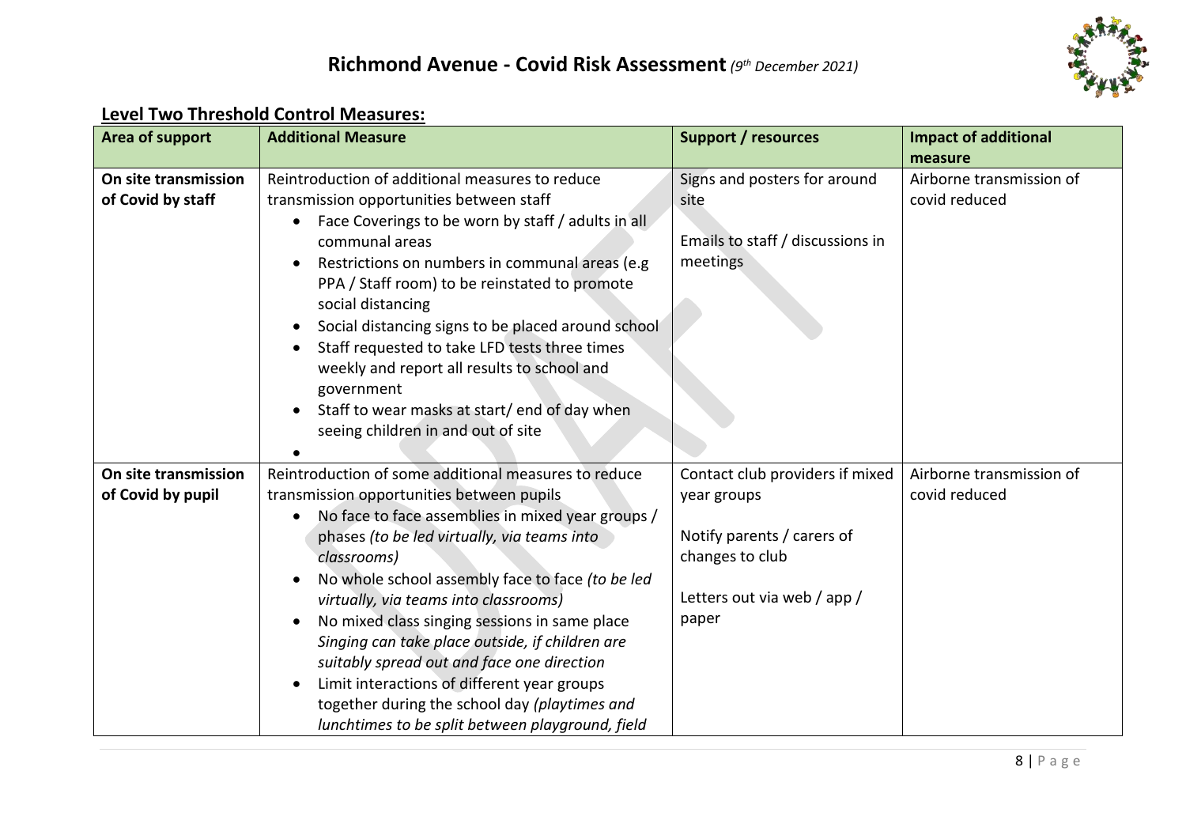# Richmond Avenue - Covid Risk Assessment *(9th December 2021)*

## Level Two Threshold Control Measures:

| Area of support | Additional Measure | Support / resources | Impact of additional measure |
|---|---|---|---|
| **On site transmission of Covid by staff** | Reintroduction of additional measures to reduce transmission opportunities between staff<br>• Face Coverings to be worn by staff / adults in all communal areas<br>• Restrictions on numbers in communal areas (e.g PPA / Staff room) to be reinstated to promote social distancing<br>• Social distancing signs to be placed around school<br>• Staff requested to take LFD tests three times weekly and report all results to school and government<br>• Staff to wear masks at start/ end of day when seeing children in and out of site<br>• | Signs and posters for around site<br><br>Emails to staff / discussions in meetings | Airborne transmission of covid reduced |
| **On site transmission of Covid by pupil** | Reintroduction of some additional measures to reduce transmission opportunities between pupils<br>• No face to face assemblies in mixed year groups / phases *(to be led virtually, via teams into classrooms)*<br>• No whole school assembly face to face *(to be led virtually, via teams into classrooms)*<br>• No mixed class singing sessions in same place *Singing can take place outside, if children are suitably spread out and face one direction*<br>• Limit interactions of different year groups together during the school day *(playtimes and lunchtimes to be split between playground, field* | Contact club providers if mixed year groups<br><br>Notify parents / carers of changes to club<br><br>Letters out via web / app / paper | Airborne transmission of covid reduced |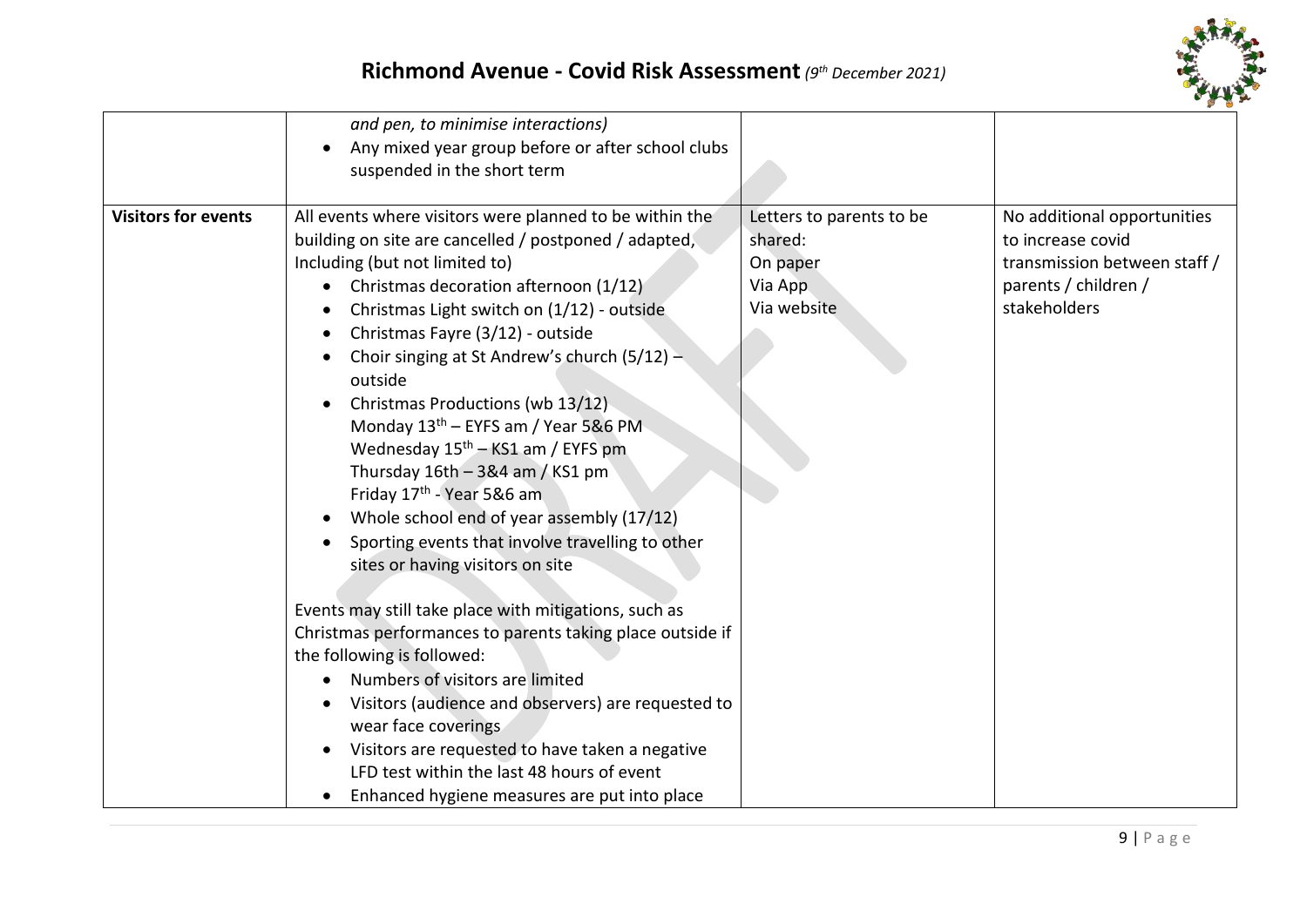|  |  |  |  |
|---|---|---|---|
|  | *and pen, to minimise interactions)*<br>• Any mixed year group before or after school clubs suspended in the short term |  |  |
| **Visitors for events** | All events where visitors were planned to be within the building on site are cancelled / postponed / adapted, Including (but not limited to)<br>• Christmas decoration afternoon (1/12)<br>• Christmas Light switch on (1/12) - outside<br>• Christmas Fayre (3/12) - outside<br>• Choir singing at St Andrew's church (5/12) – outside<br>• Christmas Productions (wb 13/12)<br>Monday 13th – EYFS am / Year 5&6 PM<br>Wednesday 15th – KS1 am / EYFS pm<br>Thursday 16th – 3&4 am / KS1 pm<br>Friday 17th - Year 5&6 am<br>• Whole school end of year assembly (17/12)<br>• Sporting events that involve travelling to other sites or having visitors on site<br><br>Events may still take place with mitigations, such as Christmas performances to parents taking place outside if the following is followed:<br>• Numbers of visitors are limited<br>• Visitors (audience and observers) are requested to wear face coverings<br>• Visitors are requested to have taken a negative LFD test within the last 48 hours of event<br>• Enhanced hygiene measures are put into place | Letters to parents to be shared:<br>On paper<br>Via App<br>Via website | No additional opportunities to increase covid transmission between staff / parents / children / stakeholders |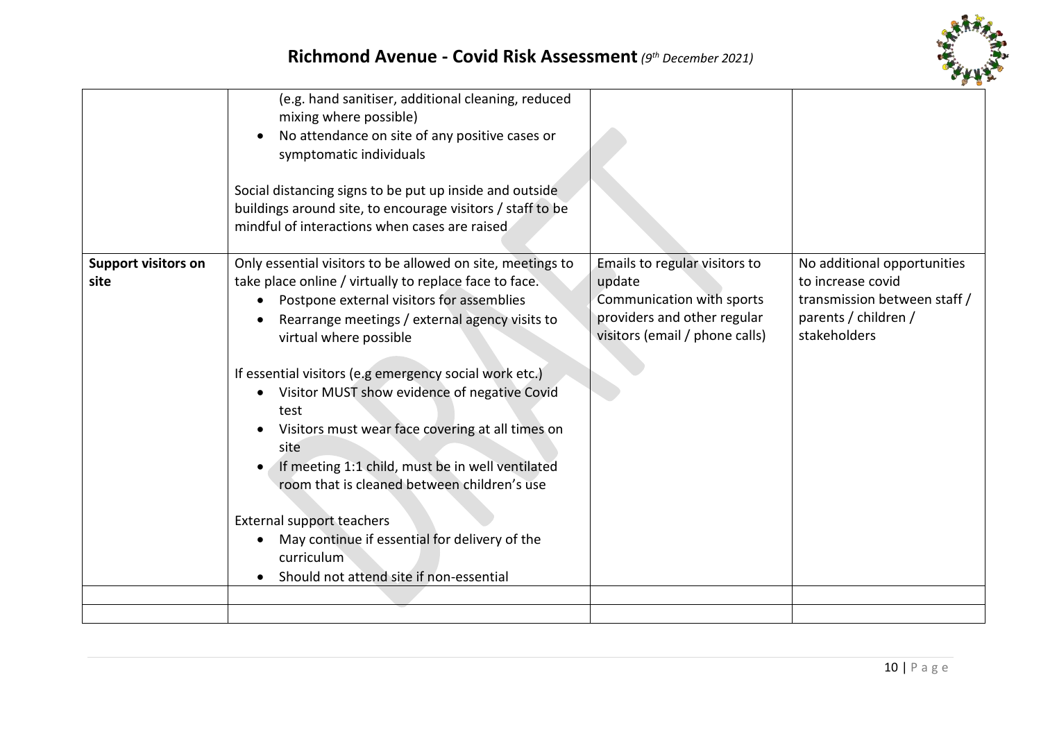# Richmond Avenue - Covid Risk Assessment *(9th December 2021)*

| | | | |
|---|---|---|---|
| | (e.g. hand sanitiser, additional cleaning, reduced mixing where possible)<br>• No attendance on site of any positive cases or symptomatic individuals<br><br>Social distancing signs to be put up inside and outside buildings around site, to encourage visitors / staff to be mindful of interactions when cases are raised | | |
| **Support visitors on site** | Only essential visitors to be allowed on site, meetings to take place online / virtually to replace face to face.<br>• Postpone external visitors for assemblies<br>• Rearrange meetings / external agency visits to virtual where possible<br><br>If essential visitors (e.g emergency social work etc.)<br>• Visitor MUST show evidence of negative Covid test<br>• Visitors must wear face covering at all times on site<br>• If meeting 1:1 child, must be in well ventilated room that is cleaned between children's use<br><br>External support teachers<br>• May continue if essential for delivery of the curriculum<br>• Should not attend site if non-essential | Emails to regular visitors to update<br>Communication with sports providers and other regular visitors (email / phone calls) | No additional opportunities to increase covid transmission between staff / parents / children / stakeholders |
| | | | |
| | | | |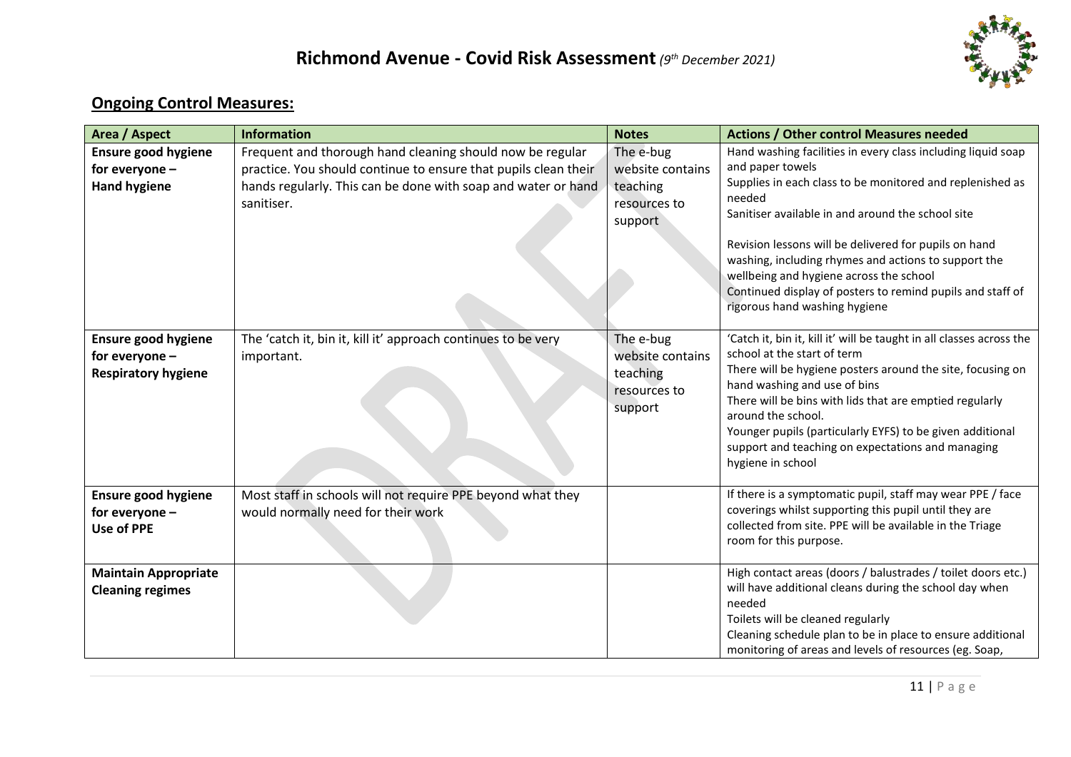## Ongoing Control Measures:

| Area / Aspect | Information | Notes | Actions / Other control Measures needed |
|---|---|---|---|
| **Ensure good hygiene for everyone – Hand hygiene** | Frequent and thorough hand cleaning should now be regular practice. You should continue to ensure that pupils clean their hands regularly. This can be done with soap and water or hand sanitiser. | The e-bug website contains teaching resources to support | Hand washing facilities in every class including liquid soap and paper towels<br>Supplies in each class to be monitored and replenished as needed<br>Sanitiser available in and around the school site<br><br>Revision lessons will be delivered for pupils on hand washing, including rhymes and actions to support the wellbeing and hygiene across the school<br>Continued display of posters to remind pupils and staff of rigorous hand washing hygiene |
| **Ensure good hygiene for everyone – Respiratory hygiene** | The 'catch it, bin it, kill it' approach continues to be very important. | The e-bug website contains teaching resources to support | 'Catch it, bin it, kill it' will be taught in all classes across the school at the start of term<br>There will be hygiene posters around the site, focusing on hand washing and use of bins<br>There will be bins with lids that are emptied regularly around the school.<br>Younger pupils (particularly EYFS) to be given additional support and teaching on expectations and managing hygiene in school |
| **Ensure good hygiene for everyone – Use of PPE** | Most staff in schools will not require PPE beyond what they would normally need for their work | | If there is a symptomatic pupil, staff may wear PPE / face coverings whilst supporting this pupil until they are collected from site. PPE will be available in the Triage room for this purpose. |
| **Maintain Appropriate Cleaning regimes** | | | High contact areas (doors / balustrades / toilet doors etc.) will have additional cleans during the school day when needed<br>Toilets will be cleaned regularly<br>Cleaning schedule plan to be in place to ensure additional monitoring of areas and levels of resources (eg. Soap, |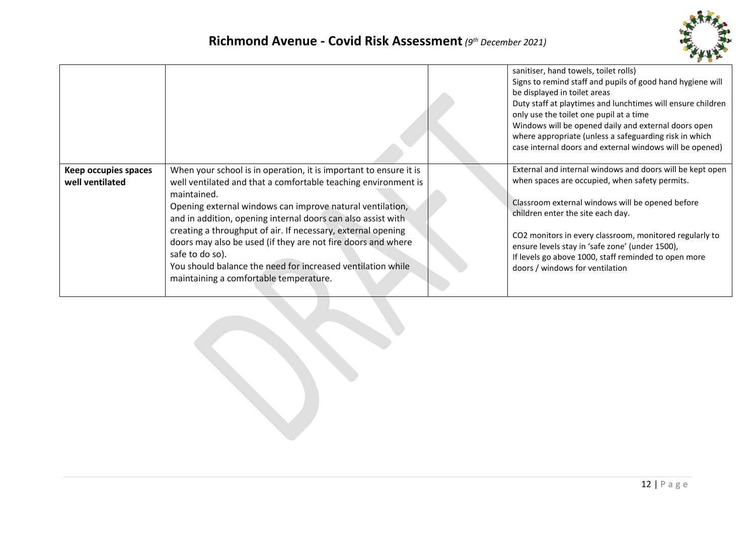| | | | |
|---|---|---|---|
| | | | sanitiser, hand towels, toilet rolls)<br>Signs to remind staff and pupils of good hand hygiene will be displayed in toilet areas<br>Duty staff at playtimes and lunchtimes will ensure children only use the toilet one pupil at a time<br>Windows will be opened daily and external doors open where appropriate (unless a safeguarding risk in which case internal doors and external windows will be opened) |
| **Keep occupies spaces well ventilated** | When your school is in operation, it is important to ensure it is well ventilated and that a comfortable teaching environment is maintained.<br>Opening external windows can improve natural ventilation, and in addition, opening internal doors can also assist with creating a throughput of air. If necessary, external opening doors may also be used (if they are not fire doors and where safe to do so).<br>You should balance the need for increased ventilation while maintaining a comfortable temperature. | | External and internal windows and doors will be kept open when spaces are occupied, when safety permits.<br><br>Classroom external windows will be opened before children enter the site each day.<br><br>$CO_2$ monitors in every classroom, monitored regularly to ensure levels stay in 'safe zone' (under 1500),<br>If levels go above 1000, staff reminded to open more doors / windows for ventilation |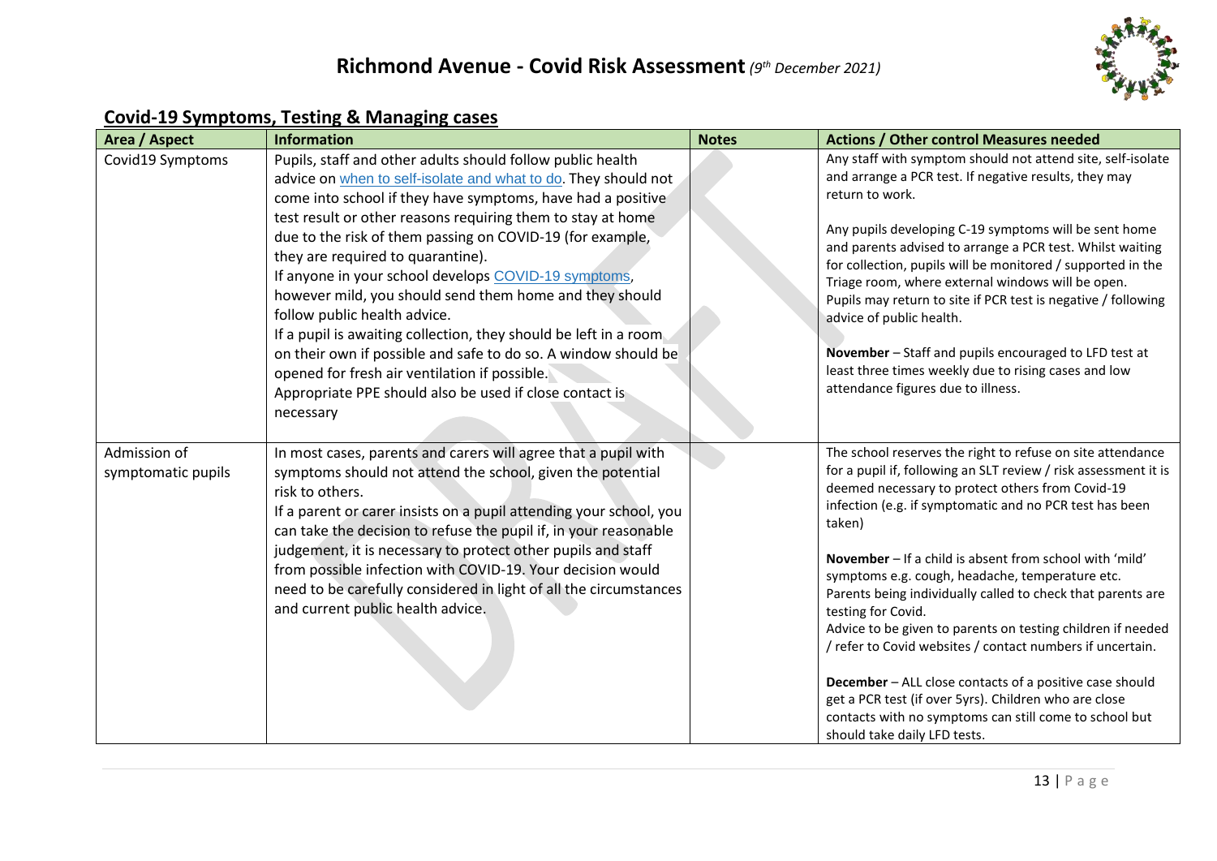# Richmond Avenue - Covid Risk Assessment *(9th December 2021)*

## Covid-19 Symptoms, Testing & Managing cases

| Area / Aspect | Information | Notes | Actions / Other control Measures needed |
|---|---|---|---|
| Covid19 Symptoms | Pupils, staff and other adults should follow public health advice on when to self-isolate and what to do. They should not come into school if they have symptoms, have had a positive test result or other reasons requiring them to stay at home due to the risk of them passing on COVID-19 (for example, they are required to quarantine).<br>If anyone in your school develops COVID-19 symptoms, however mild, you should send them home and they should follow public health advice.<br>If a pupil is awaiting collection, they should be left in a room on their own if possible and safe to do so. A window should be opened for fresh air ventilation if possible.<br>Appropriate PPE should also be used if close contact is necessary | | Any staff with symptom should not attend site, self-isolate and arrange a PCR test. If negative results, they may return to work.<br><br>Any pupils developing C-19 symptoms will be sent home and parents advised to arrange a PCR test. Whilst waiting for collection, pupils will be monitored / supported in the Triage room, where external windows will be open. Pupils may return to site if PCR test is negative / following advice of public health.<br><br>**November** – Staff and pupils encouraged to LFD test at least three times weekly due to rising cases and low attendance figures due to illness. |
| Admission of symptomatic pupils | In most cases, parents and carers will agree that a pupil with symptoms should not attend the school, given the potential risk to others.<br>If a parent or carer insists on a pupil attending your school, you can take the decision to refuse the pupil if, in your reasonable judgement, it is necessary to protect other pupils and staff from possible infection with COVID-19. Your decision would need to be carefully considered in light of all the circumstances and current public health advice. | | The school reserves the right to refuse on site attendance for a pupil if, following an SLT review / risk assessment it is deemed necessary to protect others from Covid-19 infection (e.g. if symptomatic and no PCR test has been taken)<br><br>**November** – If a child is absent from school with 'mild' symptoms e.g. cough, headache, temperature etc. Parents being individually called to check that parents are testing for Covid.<br>Advice to be given to parents on testing children if needed / refer to Covid websites / contact numbers if uncertain.<br><br>**December** – ALL close contacts of a positive case should get a PCR test (if over 5yrs). Children who are close contacts with no symptoms can still come to school but should take daily LFD tests. |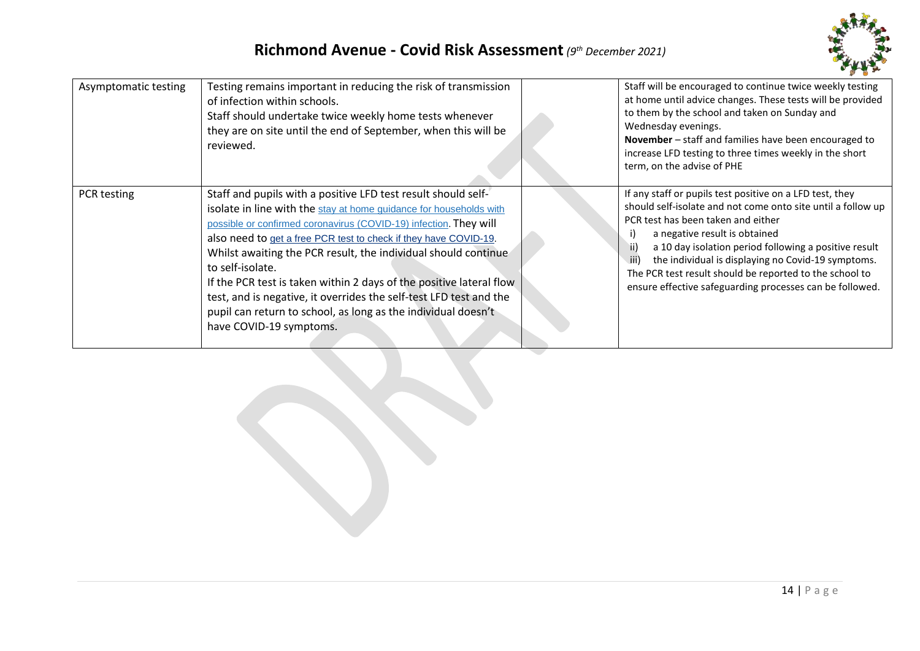# Richmond Avenue - Covid Risk Assessment *(9th December 2021)*

| | | | |
|---|---|---|---|
| Asymptomatic testing | Testing remains important in reducing the risk of transmission of infection within schools.<br>Staff should undertake twice weekly home tests whenever they are on site until the end of September, when this will be reviewed. | | Staff will be encouraged to continue twice weekly testing at home until advice changes. These tests will be provided to them by the school and taken on Sunday and Wednesday evenings.<br>**November** – staff and families have been encouraged to increase LFD testing to three times weekly in the short term, on the advise of PHE |
| PCR testing | Staff and pupils with a positive LFD test result should self-isolate in line with the stay at home guidance for households with possible or confirmed coronavirus (COVID-19) infection. They will also need to get a free PCR test to check if they have COVID-19.<br>Whilst awaiting the PCR result, the individual should continue to self-isolate.<br>If the PCR test is taken within 2 days of the positive lateral flow test, and is negative, it overrides the self-test LFD test and the pupil can return to school, as long as the individual doesn't have COVID-19 symptoms. | | If any staff or pupils test positive on a LFD test, they should self-isolate and not come onto site until a follow up PCR test has been taken and either<br>i) a negative result is obtained<br>ii) a 10 day isolation period following a positive result<br>iii) the individual is displaying no Covid-19 symptoms.<br>The PCR test result should be reported to the school to ensure effective safeguarding processes can be followed. |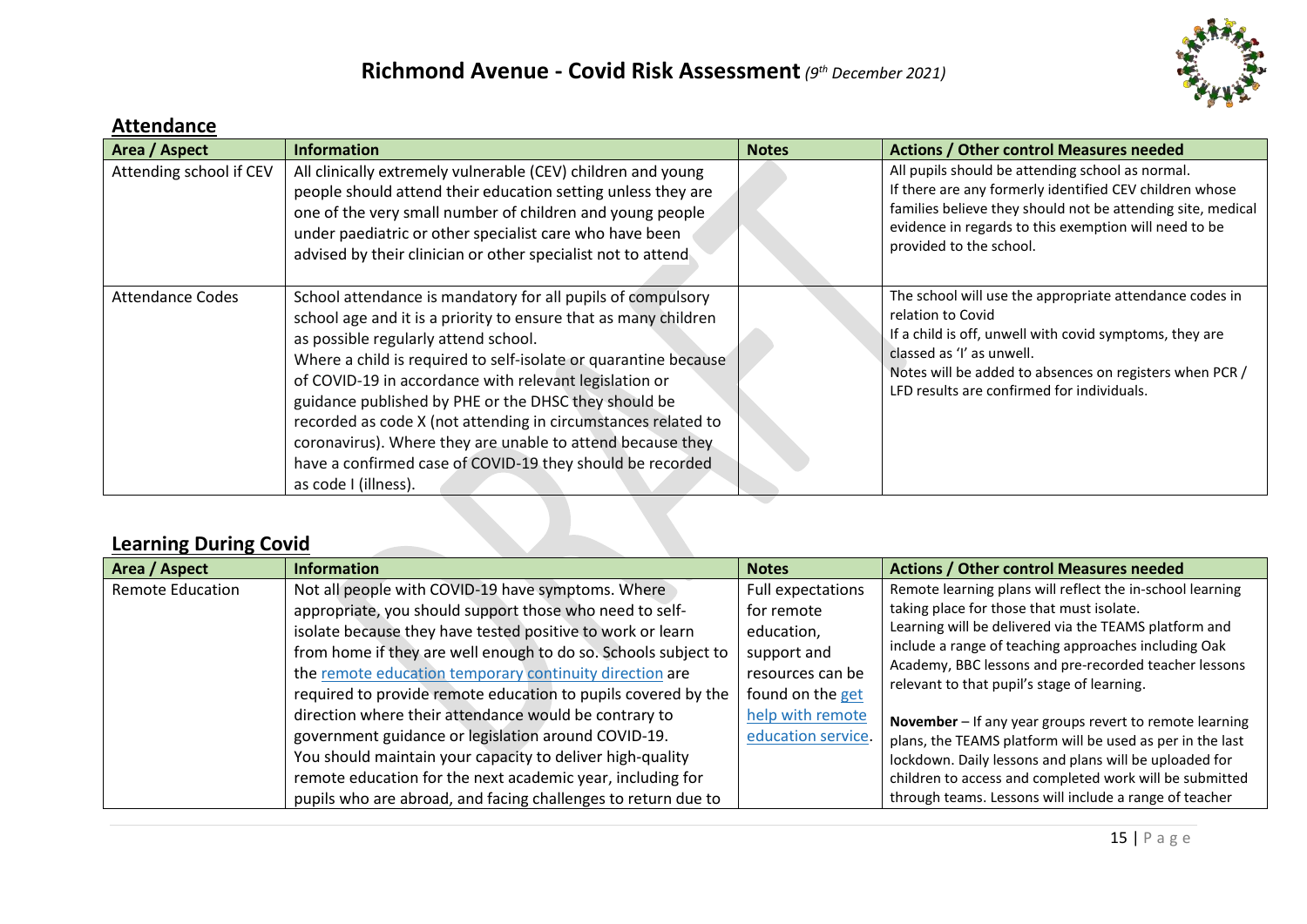# Richmond Avenue - Covid Risk Assessment *(9th December 2021)*

## Attendance

| Area / Aspect | Information | Notes | Actions / Other control Measures needed |
|---|---|---|---|
| Attending school if CEV | All clinically extremely vulnerable (CEV) children and young people should attend their education setting unless they are one of the very small number of children and young people under paediatric or other specialist care who have been advised by their clinician or other specialist not to attend | | All pupils should be attending school as normal.<br>If there are any formerly identified CEV children whose families believe they should not be attending site, medical evidence in regards to this exemption will need to be provided to the school. |
| Attendance Codes | School attendance is mandatory for all pupils of compulsory school age and it is a priority to ensure that as many children as possible regularly attend school.<br>Where a child is required to self-isolate or quarantine because of COVID-19 in accordance with relevant legislation or guidance published by PHE or the DHSC they should be recorded as code X (not attending in circumstances related to coronavirus). Where they are unable to attend because they have a confirmed case of COVID-19 they should be recorded as code I (illness). | | The school will use the appropriate attendance codes in relation to Covid<br>If a child is off, unwell with covid symptoms, they are classed as 'I' as unwell.<br>Notes will be added to absences on registers when PCR / LFD results are confirmed for individuals. |

## Learning During Covid

| Area / Aspect | Information | Notes | Actions / Other control Measures needed |
|---|---|---|---|
| Remote Education | Not all people with COVID-19 have symptoms. Where appropriate, you should support those who need to self-isolate because they have tested positive to work or learn from home if they are well enough to do so. Schools subject to the [remote education temporary continuity direction]() are required to provide remote education to pupils covered by the direction where their attendance would be contrary to government guidance or legislation around COVID-19.<br>You should maintain your capacity to deliver high-quality remote education for the next academic year, including for pupils who are abroad, and facing challenges to return due to | Full expectations for remote education, support and resources can be found on the [get help with remote education service](). | Remote learning plans will reflect the in-school learning taking place for those that must isolate.<br>Learning will be delivered via the TEAMS platform and include a range of teaching approaches including Oak Academy, BBC lessons and pre-recorded teacher lessons relevant to that pupil's stage of learning.<br><br>**November** – If any year groups revert to remote learning plans, the TEAMS platform will be used as per in the last lockdown. Daily lessons and plans will be uploaded for children to access and completed work will be submitted through teams. Lessons will include a range of teacher |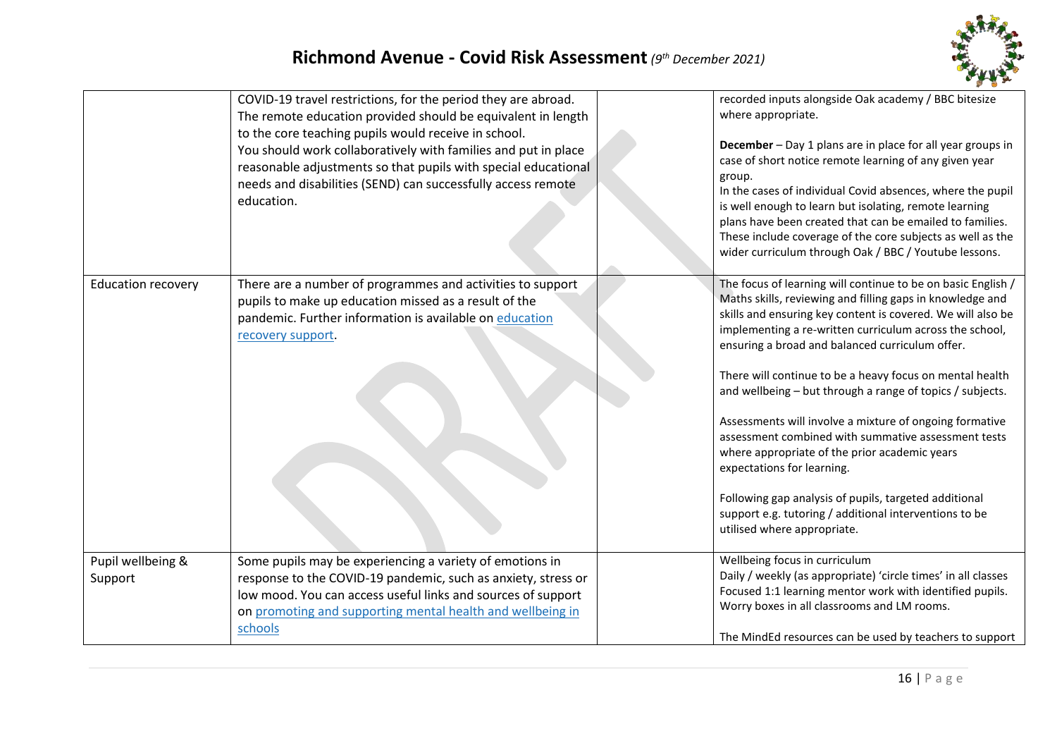| | | | |
|---|---|---|---|
| | COVID-19 travel restrictions, for the period they are abroad. The remote education provided should be equivalent in length to the core teaching pupils would receive in school. You should work collaboratively with families and put in place reasonable adjustments so that pupils with special educational needs and disabilities (SEND) can successfully access remote education. | | recorded inputs alongside Oak academy / BBC bitesize where appropriate.<br><br>**December** – Day 1 plans are in place for all year groups in case of short notice remote learning of any given year group.<br>In the cases of individual Covid absences, where the pupil is well enough to learn but isolating, remote learning plans have been created that can be emailed to families. These include coverage of the core subjects as well as the wider curriculum through Oak / BBC / Youtube lessons. |
| Education recovery | There are a number of programmes and activities to support pupils to make up education missed as a result of the pandemic. Further information is available on education recovery support. | | The focus of learning will continue to be on basic English / Maths skills, reviewing and filling gaps in knowledge and skills and ensuring key content is covered. We will also be implementing a re-written curriculum across the school, ensuring a broad and balanced curriculum offer.<br><br>There will continue to be a heavy focus on mental health and wellbeing – but through a range of topics / subjects.<br><br>Assessments will involve a mixture of ongoing formative assessment combined with summative assessment tests where appropriate of the prior academic years expectations for learning.<br><br>Following gap analysis of pupils, targeted additional support e.g. tutoring / additional interventions to be utilised where appropriate. |
| Pupil wellbeing & Support | Some pupils may be experiencing a variety of emotions in response to the COVID-19 pandemic, such as anxiety, stress or low mood. You can access useful links and sources of support on promoting and supporting mental health and wellbeing in schools | | Wellbeing focus in curriculum<br>Daily / weekly (as appropriate) 'circle times' in all classes<br>Focused 1:1 learning mentor work with identified pupils.<br>Worry boxes in all classrooms and LM rooms.<br><br>The MindEd resources can be used by teachers to support |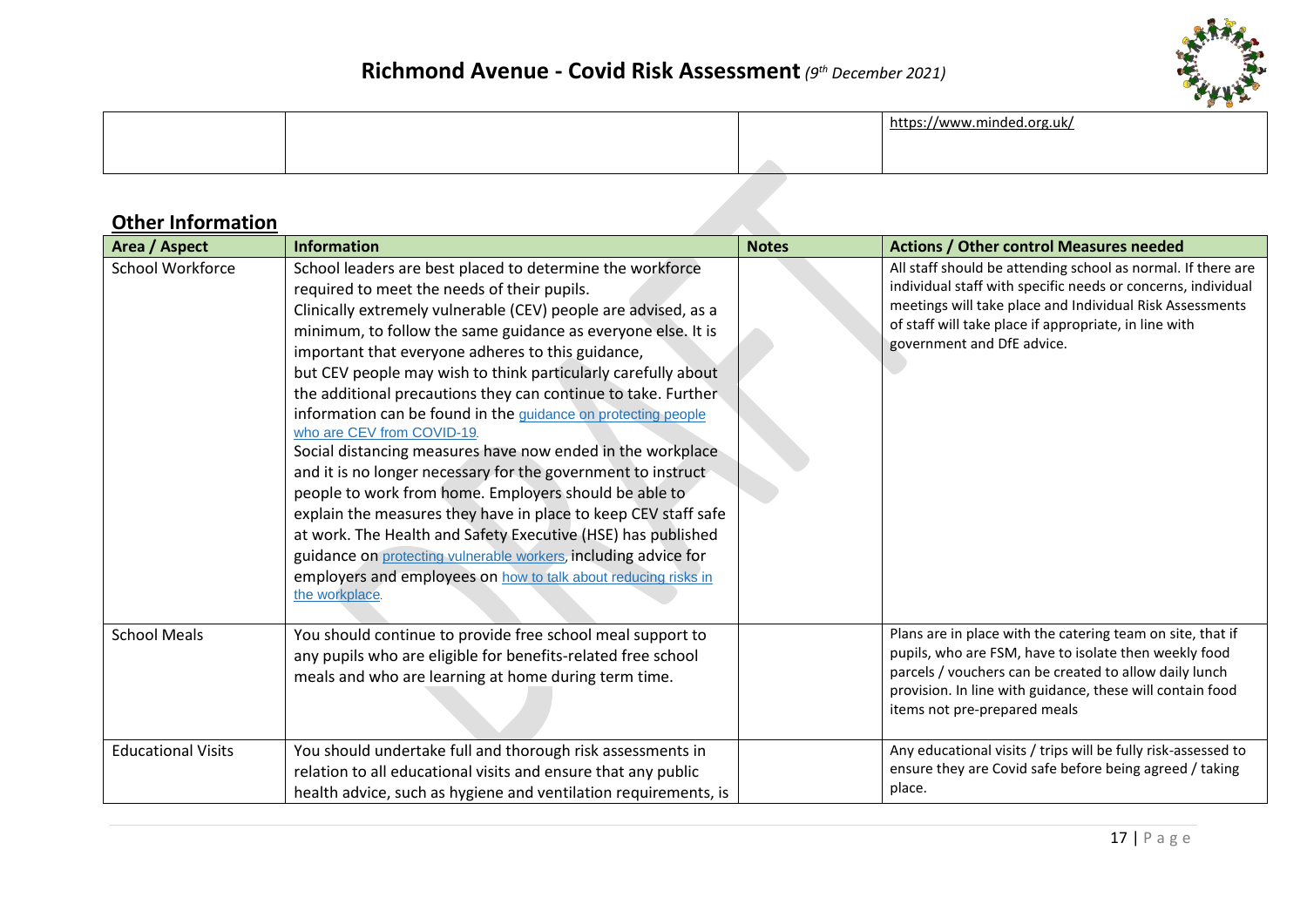| | | | https://www.minded.org.uk/ |
|---|---|---|---|

## Other Information

| Area / Aspect | Information | Notes | Actions / Other control Measures needed |
|---|---|---|---|
| School Workforce | School leaders are best placed to determine the workforce required to meet the needs of their pupils. Clinically extremely vulnerable (CEV) people are advised, as a minimum, to follow the same guidance as everyone else. It is important that everyone adheres to this guidance, but CEV people may wish to think particularly carefully about the additional precautions they can continue to take. Further information can be found in the guidance on protecting people who are CEV from COVID-19. Social distancing measures have now ended in the workplace and it is no longer necessary for the government to instruct people to work from home. Employers should be able to explain the measures they have in place to keep CEV staff safe at work. The Health and Safety Executive (HSE) has published guidance on protecting vulnerable workers, including advice for employers and employees on how to talk about reducing risks in the workplace. | | All staff should be attending school as normal. If there are individual staff with specific needs or concerns, individual meetings will take place and Individual Risk Assessments of staff will take place if appropriate, in line with government and DfE advice. |
| School Meals | You should continue to provide free school meal support to any pupils who are eligible for benefits-related free school meals and who are learning at home during term time. | | Plans are in place with the catering team on site, that if pupils, who are FSM, have to isolate then weekly food parcels / vouchers can be created to allow daily lunch provision. In line with guidance, these will contain food items not pre-prepared meals |
| Educational Visits | You should undertake full and thorough risk assessments in relation to all educational visits and ensure that any public health advice, such as hygiene and ventilation requirements, is | | Any educational visits / trips will be fully risk-assessed to ensure they are Covid safe before being agreed / taking place. |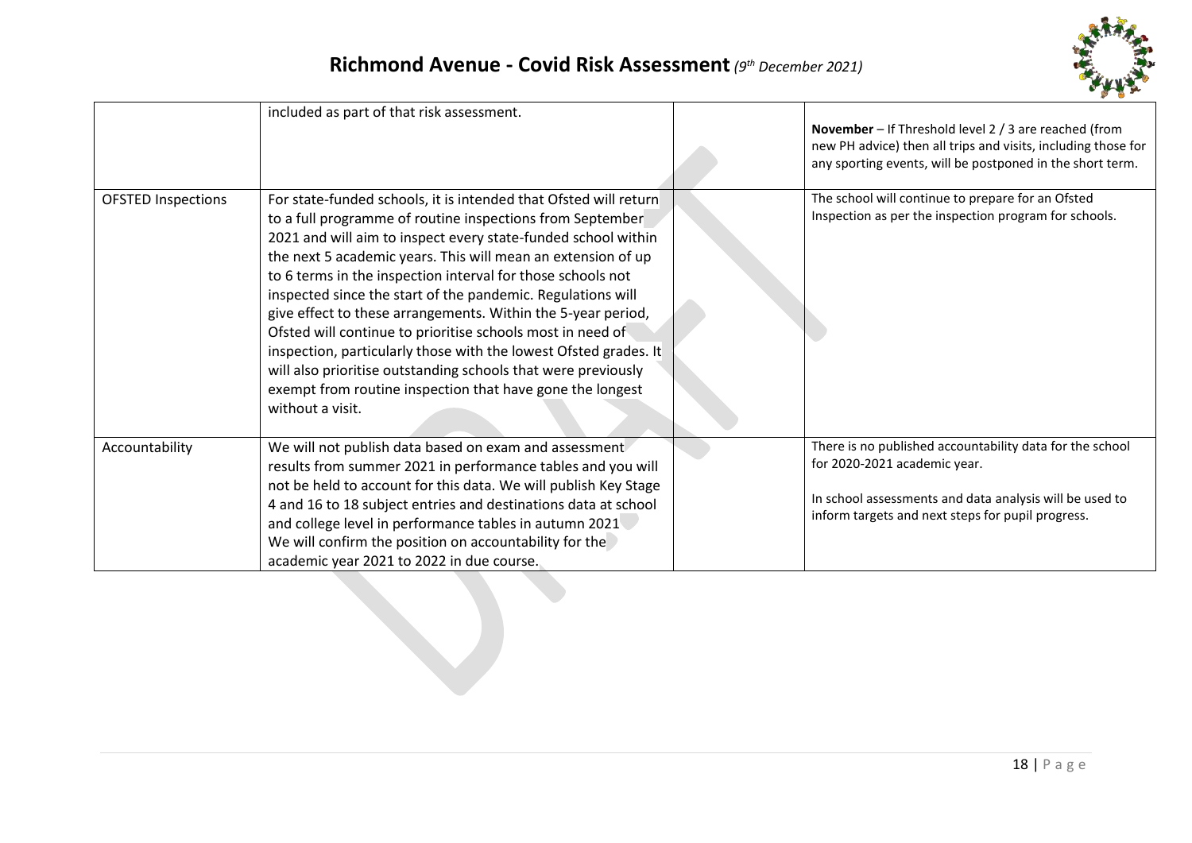| | | | |
|---|---|---|---|
| | included as part of that risk assessment. | | **November** – If Threshold level 2 / 3 are reached (from new PH advice) then all trips and visits, including those for any sporting events, will be postponed in the short term. |
| OFSTED Inspections | For state-funded schools, it is intended that Ofsted will return to a full programme of routine inspections from September 2021 and will aim to inspect every state-funded school within the next 5 academic years. This will mean an extension of up to 6 terms in the inspection interval for those schools not inspected since the start of the pandemic. Regulations will give effect to these arrangements. Within the 5-year period, Ofsted will continue to prioritise schools most in need of inspection, particularly those with the lowest Ofsted grades. It will also prioritise outstanding schools that were previously exempt from routine inspection that have gone the longest without a visit. | | The school will continue to prepare for an Ofsted Inspection as per the inspection program for schools. |
| Accountability | We will not publish data based on exam and assessment results from summer 2021 in performance tables and you will not be held to account for this data. We will publish Key Stage 4 and 16 to 18 subject entries and destinations data at school and college level in performance tables in autumn 2021 We will confirm the position on accountability for the academic year 2021 to 2022 in due course. | | There is no published accountability data for the school for 2020-2021 academic year.<br><br>In school assessments and data analysis will be used to inform targets and next steps for pupil progress. |